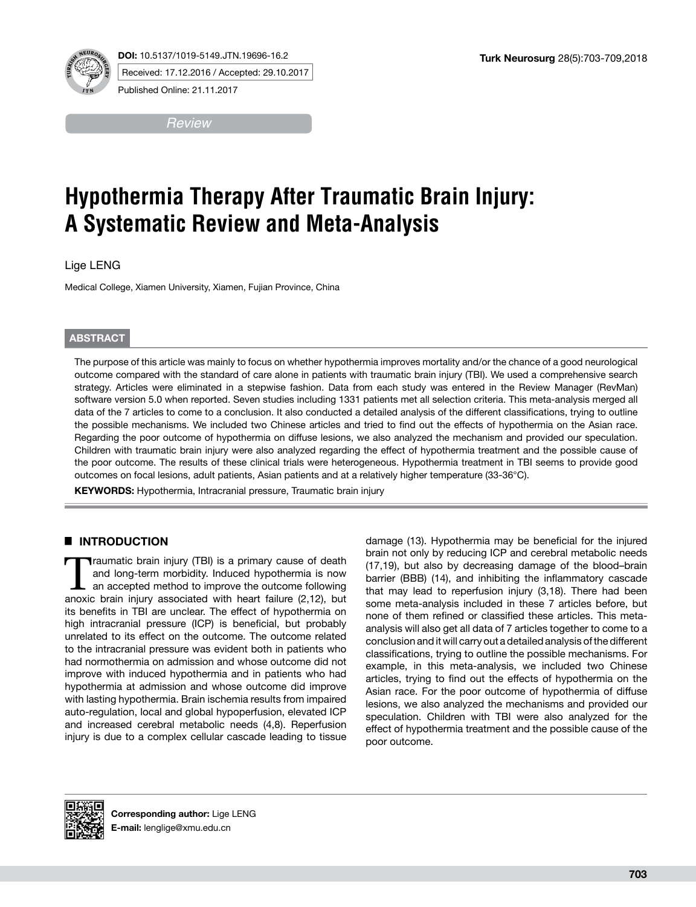DOI: 10.5137/1019-5149.JTN.19696-16.2

Received: 17.12.2016 / Accepted: 29.10.2017

Published Online: 21.11.2017

*Review*

# Hypothermia Therapy After Traumatic Brain Injury: A Systematic Review and Meta-Analysis

Lige LENG

Medical College, Xiamen University, Xiamen, Fujian Province, China

## ABSTRACT

The purpose of this article was mainly to focus on whether hypothermia improves mortality and/or the chance of a good neurological outcome compared with the standard of care alone in patients with traumatic brain injury (TBI). We used a comprehensive search strategy. Articles were eliminated in a stepwise fashion. Data from each study was entered in the Review Manager (RevMan) software version 5.0 when reported. Seven studies including 1331 patients met all selection criteria. This meta-analysis merged all data of the 7 articles to come to a conclusion. It also conducted a detailed analysis of the different classifications, trying to outline the possible mechanisms. We included two Chinese articles and tried to find out the effects of hypothermia on the Asian race. Regarding the poor outcome of hypothermia on diffuse lesions, we also analyzed the mechanism and provided our speculation. Children with traumatic brain injury were also analyzed regarding the effect of hypothermia treatment and the possible cause of the poor outcome. The results of these clinical trials were heterogeneous. Hypothermia treatment in TBI seems to provide good outcomes on focal lesions, adult patients, Asian patients and at a relatively higher temperature (33-36°C).

**KEYWORDS:** Hypothermia, Intracranial pressure, Traumatic brain injury

## INTRODUCTION

Traumatic brain injury (TBI) is a primary cause of death and long-term morbidity. Induced hypothermia is now an accepted method to improve the outcome following anoxic brain injury associated with heart failure (2,12), but its benefits in TBI are unclear. The effect of hypothermia on high intracranial pressure (ICP) is beneficial, but probably unrelated to its effect on the outcome. The outcome related to the intracranial pressure was evident both in patients who had normothermia on admission and whose outcome did not improve with induced hypothermia and in patients who had hypothermia at admission and whose outcome did improve with lasting hypothermia. Brain ischemia results from impaired auto-regulation, local and global hypoperfusion, elevated ICP and increased cerebral metabolic needs (4,8). Reperfusion injury is due to a complex cellular cascade leading to tissue damage (13). Hypothermia may be beneficial for the injured brain not only by reducing ICP and cerebral metabolic needs (17,19), but also by decreasing damage of the blood–brain barrier (BBB) (14), and inhibiting the inflammatory cascade that may lead to reperfusion injury (3,18). There had been some meta-analysis included in these 7 articles before, but none of them refined or classified these articles. This meta-analysis will also get all data of 7 articles together to come to a conclusion and it will carry out a detailed analysis of the different classifications, trying to outline the possible mechanisms. For example, in this meta-analysis, we included two Chinese articles, trying to find out the effects of hypothermia on the Asian race. For the poor outcome of hypothermia of diffuse lesions, we also analyzed the mechanisms and provided our speculation. Children with TBI were also analyzed for the effect of hypothermia treatment and the possible cause of the poor outcome.

**Corresponding author:** Lige LENG
**E-mail:** lenglige@xmu.edu.cn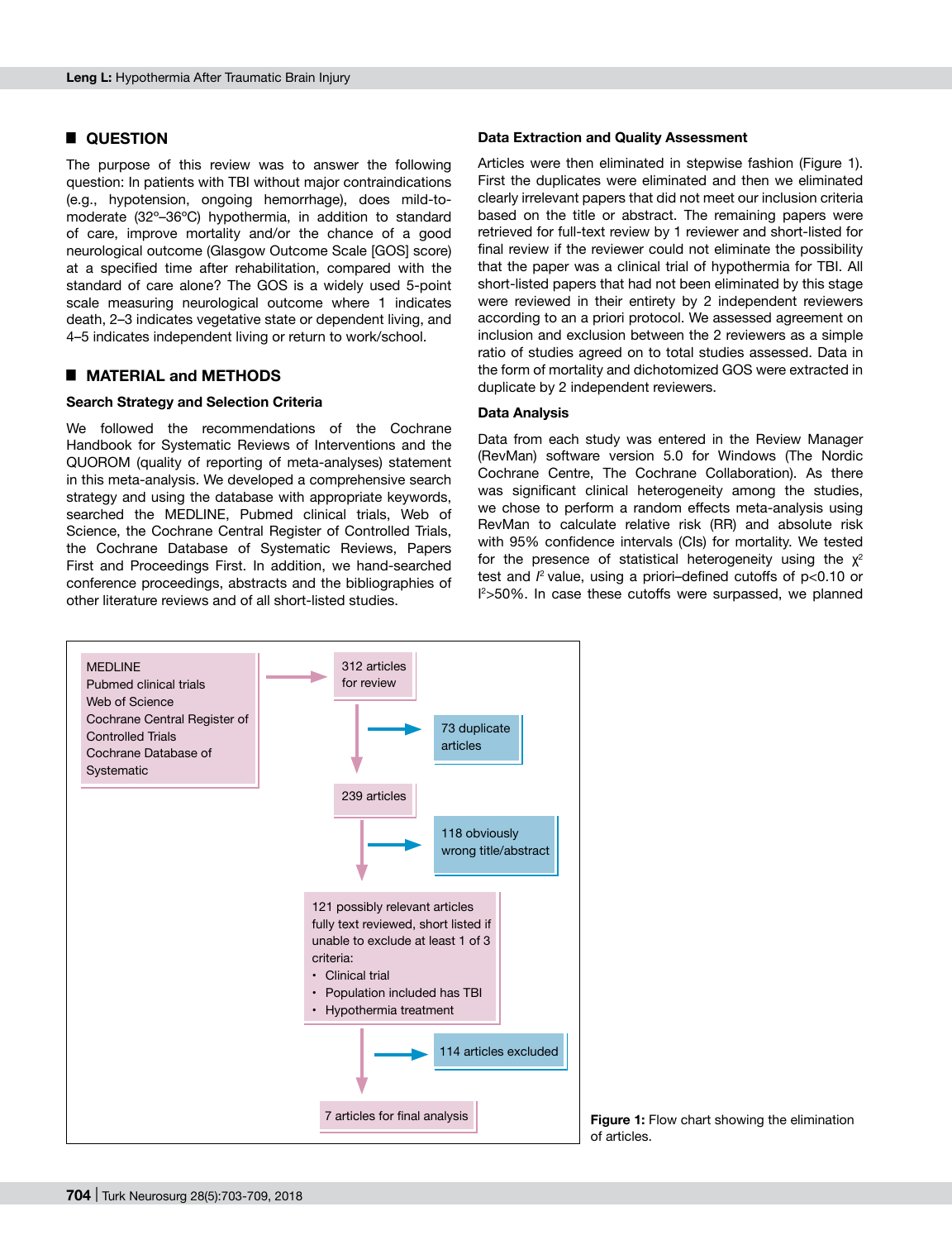## QUESTION

The purpose of this review was to answer the following question: In patients with TBI without major contraindications (e.g., hypotension, ongoing hemorrhage), does mild-to-moderate (32°–36°C) hypothermia, in addition to standard of care, improve mortality and/or the chance of a good neurological outcome (Glasgow Outcome Scale [GOS] score) at a specified time after rehabilitation, compared with the standard of care alone? The GOS is a widely used 5-point scale measuring neurological outcome where 1 indicates death, 2–3 indicates vegetative state or dependent living, and 4–5 indicates independent living or return to work/school.

## MATERIAL and METHODS

### Search Strategy and Selection Criteria

We followed the recommendations of the Cochrane Handbook for Systematic Reviews of Interventions and the QUOROM (quality of reporting of meta-analyses) statement in this meta-analysis. We developed a comprehensive search strategy and using the database with appropriate keywords, searched the MEDLINE, Pubmed clinical trials, Web of Science, the Cochrane Central Register of Controlled Trials, the Cochrane Database of Systematic Reviews, Papers First and Proceedings First. In addition, we hand-searched conference proceedings, abstracts and the bibliographies of other literature reviews and of all short-listed studies.

### Data Extraction and Quality Assessment

Articles were then eliminated in stepwise fashion (Figure 1). First the duplicates were eliminated and then we eliminated clearly irrelevant papers that did not meet our inclusion criteria based on the title or abstract. The remaining papers were retrieved for full-text review by 1 reviewer and short-listed for final review if the reviewer could not eliminate the possibility that the paper was a clinical trial of hypothermia for TBI. All short-listed papers that had not been eliminated by this stage were reviewed in their entirety by 2 independent reviewers according to an a priori protocol. We assessed agreement on inclusion and exclusion between the 2 reviewers as a simple ratio of studies agreed on to total studies assessed. Data in the form of mortality and dichotomized GOS were extracted in duplicate by 2 independent reviewers.

### Data Analysis

Data from each study was entered in the Review Manager (RevMan) software version 5.0 for Windows (The Nordic Cochrane Centre, The Cochrane Collaboration). As there was significant clinical heterogeneity among the studies, we chose to perform a random effects meta-analysis using RevMan to calculate relative risk (RR) and absolute risk with 95% confidence intervals (CIs) for mortality. We tested for the presence of statistical heterogeneity using the $\chi^2$ test and $I^2$ value, using a priori–defined cutoffs of $p<0.10$ or $I^2>50\%$. In case these cutoffs were surpassed, we planned

MEDLINE
Pubmed clinical trials
Web of Science
Cochrane Central Register of Controlled Trials
Cochrane Database of Systematic

→ 312 articles for review → 73 duplicate articles

↓ 239 articles → 118 obviously wrong title/abstract

↓ 121 possibly relevant articles fully text reviewed, short listed if unable to exclude at least 1 of 3 criteria:
- Clinical trial
- Population included has TBI
- Hypothermia treatment

→ 114 articles excluded

↓ 7 articles for final analysis

**Figure 1:** Flow chart showing the elimination of articles.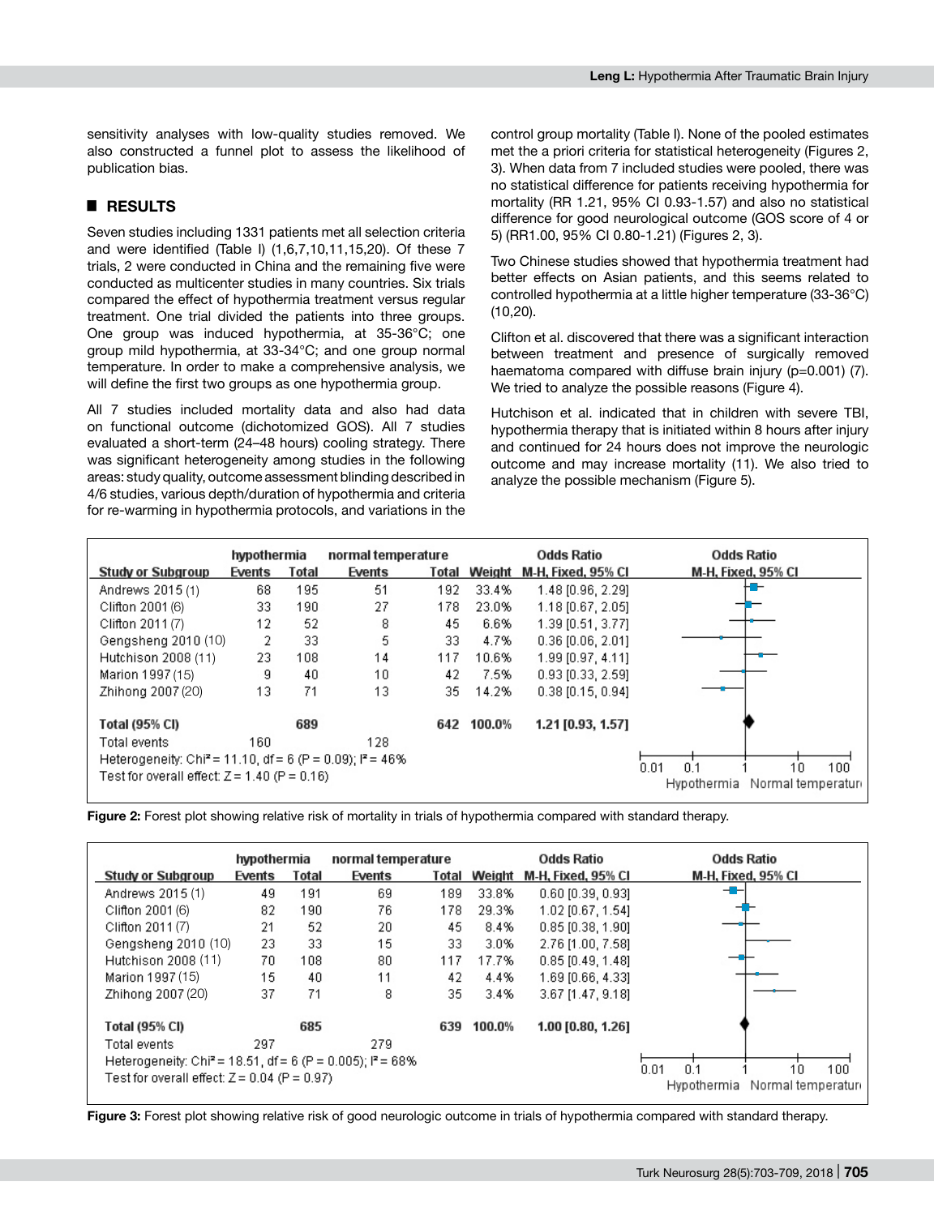sensitivity analyses with low-quality studies removed. We also constructed a funnel plot to assess the likelihood of publication bias.

## ■ RESULTS

Seven studies including 1331 patients met all selection criteria and were identified (Table I) (1,6,7,10,11,15,20). Of these 7 trials, 2 were conducted in China and the remaining five were conducted as multicenter studies in many countries. Six trials compared the effect of hypothermia treatment versus regular treatment. One trial divided the patients into three groups. One group was induced hypothermia, at 35-36°C; one group mild hypothermia, at 33-34°C; and one group normal temperature. In order to make a comprehensive analysis, we will define the first two groups as one hypothermia group.

All 7 studies included mortality data and also had data on functional outcome (dichotomized GOS). All 7 studies evaluated a short-term (24–48 hours) cooling strategy. There was significant heterogeneity among studies in the following areas: study quality, outcome assessment blinding described in 4/6 studies, various depth/duration of hypothermia and criteria for re-warming in hypothermia protocols, and variations in the control group mortality (Table I). None of the pooled estimates met the a priori criteria for statistical heterogeneity (Figures 2, 3). When data from 7 included studies were pooled, there was no statistical difference for patients receiving hypothermia for mortality (RR 1.21, 95% CI 0.93-1.57) and also no statistical difference for good neurological outcome (GOS score of 4 or 5) (RR1.00, 95% CI 0.80-1.21) (Figures 2, 3).

Two Chinese studies showed that hypothermia treatment had better effects on Asian patients, and this seems related to controlled hypothermia at a little higher temperature (33-36°C) (10,20).

Clifton et al. discovered that there was a significant interaction between treatment and presence of surgically removed haematoma compared with diffuse brain injury (p=0.001) (7). We tried to analyze the possible reasons (Figure 4).

Hutchison et al. indicated that in children with severe TBI, hypothermia therapy that is initiated within 8 hours after injury and continued for 24 hours does not improve the neurologic outcome and may increase mortality (11). We also tried to analyze the possible mechanism (Figure 5).

| Study or Subgroup | hypothermia Events | hypothermia Total | normal temperature Events | normal temperature Total | Weight | Odds Ratio M-H, Fixed, 95% CI |
|---|---|---|---|---|---|---|
| Andrews 2015 (1) | 68 | 195 | 51 | 192 | 33.4% | 1.48 [0.96, 2.29] |
| Clifton 2001 (6) | 33 | 190 | 27 | 178 | 23.0% | 1.18 [0.67, 2.05] |
| Clifton 2011 (7) | 12 | 52 | 8 | 45 | 6.6% | 1.39 [0.51, 3.77] |
| Gengsheng 2010 (10) | 2 | 33 | 5 | 33 | 4.7% | 0.36 [0.06, 2.01] |
| Hutchison 2008 (11) | 23 | 108 | 14 | 117 | 10.6% | 1.99 [0.97, 4.11] |
| Marion 1997 (15) | 9 | 40 | 10 | 42 | 7.5% | 0.93 [0.33, 2.59] |
| Zhihong 2007 (20) | 13 | 71 | 13 | 35 | 14.2% | 0.38 [0.15, 0.94] |
| **Total (95% CI)** | | **689** | | **642** | **100.0%** | **1.21 [0.93, 1.57]** |
| Total events | 160 | | 128 | | | |

Heterogeneity: Chi² = 11.10, df = 6 (P = 0.09); I² = 46%
Test for overall effect: Z = 1.40 (P = 0.16)

Odds Ratio M-H, Fixed, 95% CI — axis: 0.01, 0.1, 1, 10, 100; Hypothermia | Normal temperature

**Figure 2:** Forest plot showing relative risk of mortality in trials of hypothermia compared with standard therapy.

| Study or Subgroup | hypothermia Events | hypothermia Total | normal temperature Events | normal temperature Total | Weight | Odds Ratio M-H, Fixed, 95% CI |
|---|---|---|---|---|---|---|
| Andrews 2015 (1) | 49 | 191 | 69 | 189 | 33.8% | 0.60 [0.39, 0.93] |
| Clifton 2001 (6) | 82 | 190 | 76 | 178 | 29.3% | 1.02 [0.67, 1.54] |
| Clifton 2011 (7) | 21 | 52 | 20 | 45 | 8.4% | 0.85 [0.38, 1.90] |
| Gengsheng 2010 (10) | 23 | 33 | 15 | 33 | 3.0% | 2.76 [1.00, 7.58] |
| Hutchison 2008 (11) | 70 | 108 | 80 | 117 | 17.7% | 0.85 [0.49, 1.48] |
| Marion 1997 (15) | 15 | 40 | 11 | 42 | 4.4% | 1.69 [0.66, 4.33] |
| Zhihong 2007 (20) | 37 | 71 | 8 | 35 | 3.4% | 3.67 [1.47, 9.18] |
| **Total (95% CI)** | | **685** | | **639** | **100.0%** | **1.00 [0.80, 1.26]** |
| Total events | 297 | | 279 | | | |

Heterogeneity: Chi² = 18.51, df = 6 (P = 0.005); I² = 68%
Test for overall effect: Z = 0.04 (P = 0.97)

Odds Ratio M-H, Fixed, 95% CI — axis: 0.01, 0.1, 1, 10, 100; Hypothermia | Normal temperature

**Figure 3:** Forest plot showing relative risk of good neurologic outcome in trials of hypothermia compared with standard therapy.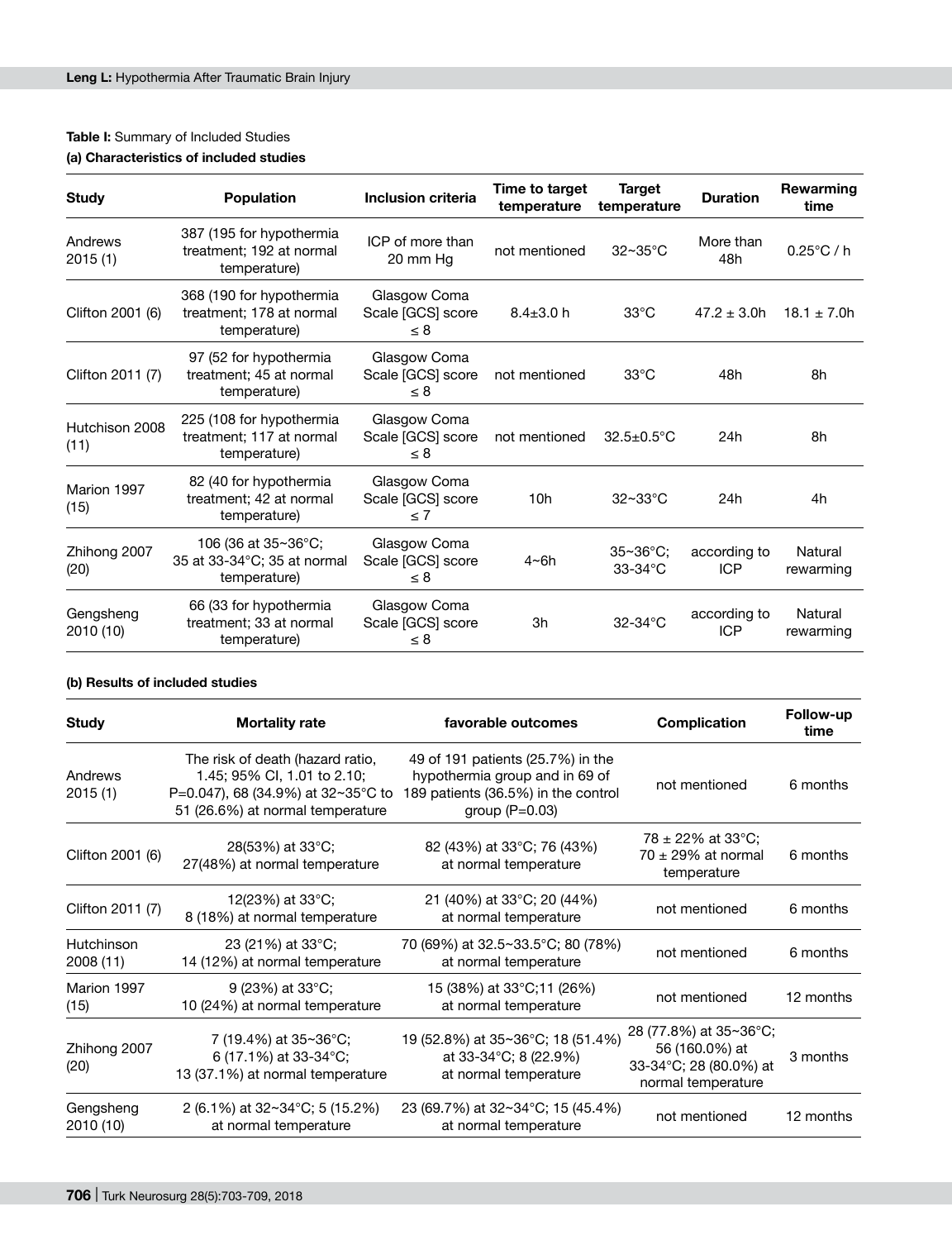**Table I:** Summary of Included Studies

**(a) Characteristics of included studies**

| Study | Population | Inclusion criteria | Time to target temperature | Target temperature | Duration | Rewarming time |
|---|---|---|---|---|---|---|
| Andrews 2015 (1) | 387 (195 for hypothermia treatment; 192 at normal temperature) | ICP of more than 20 mm Hg | not mentioned | 32~35°C | More than 48h | 0.25°C / h |
| Clifton 2001 (6) | 368 (190 for hypothermia treatment; 178 at normal temperature) | Glasgow Coma Scale [GCS] score ≤ 8 | 8.4±3.0 h | 33°C | 47.2 ± 3.0h | 18.1 ± 7.0h |
| Clifton 2011 (7) | 97 (52 for hypothermia treatment; 45 at normal temperature) | Glasgow Coma Scale [GCS] score ≤ 8 | not mentioned | 33°C | 48h | 8h |
| Hutchison 2008 (11) | 225 (108 for hypothermia treatment; 117 at normal temperature) | Glasgow Coma Scale [GCS] score ≤ 8 | not mentioned | 32.5±0.5°C | 24h | 8h |
| Marion 1997 (15) | 82 (40 for hypothermia treatment; 42 at normal temperature) | Glasgow Coma Scale [GCS] score ≤ 7 | 10h | 32~33°C | 24h | 4h |
| Zhihong 2007 (20) | 106 (36 at 35~36°C; 35 at 33-34°C; 35 at normal temperature) | Glasgow Coma Scale [GCS] score ≤ 8 | 4~6h | 35~36°C; 33-34°C | according to ICP | Natural rewarming |
| Gengsheng 2010 (10) | 66 (33 for hypothermia treatment; 33 at normal temperature) | Glasgow Coma Scale [GCS] score ≤ 8 | 3h | 32-34°C | according to ICP | Natural rewarming |

**(b) Results of included studies**

| Study | Mortality rate | favorable outcomes | Complication | Follow-up time |
|---|---|---|---|---|
| Andrews 2015 (1) | The risk of death (hazard ratio, 1.45; 95% CI, 1.01 to 2.10; P=0.047), 68 (34.9%) at 32~35°C to 51 (26.6%) at normal temperature | 49 of 191 patients (25.7%) in the hypothermia group and in 69 of 189 patients (36.5%) in the control group (P=0.03) | not mentioned | 6 months |
| Clifton 2001 (6) | 28(53%) at 33°C; 27(48%) at normal temperature | 82 (43%) at 33°C; 76 (43%) at normal temperature | 78 ± 22% at 33°C; 70 ± 29% at normal temperature | 6 months |
| Clifton 2011 (7) | 12(23%) at 33°C; 8 (18%) at normal temperature | 21 (40%) at 33°C; 20 (44%) at normal temperature | not mentioned | 6 months |
| Hutchinson 2008 (11) | 23 (21%) at 33°C; 14 (12%) at normal temperature | 70 (69%) at 32.5~33.5°C; 80 (78%) at normal temperature | not mentioned | 6 months |
| Marion 1997 (15) | 9 (23%) at 33°C; 10 (24%) at normal temperature | 15 (38%) at 33°C;11 (26%) at normal temperature | not mentioned | 12 months |
| Zhihong 2007 (20) | 7 (19.4%) at 35~36°C; 6 (17.1%) at 33-34°C; 13 (37.1%) at normal temperature | 19 (52.8%) at 35~36°C; 18 (51.4%) at 33-34°C; 8 (22.9%) at normal temperature | 28 (77.8%) at 35~36°C; 56 (160.0%) at 33-34°C; 28 (80.0%) at normal temperature | 3 months |
| Gengsheng 2010 (10) | 2 (6.1%) at 32~34°C; 5 (15.2%) at normal temperature | 23 (69.7%) at 32~34°C; 15 (45.4%) at normal temperature | not mentioned | 12 months |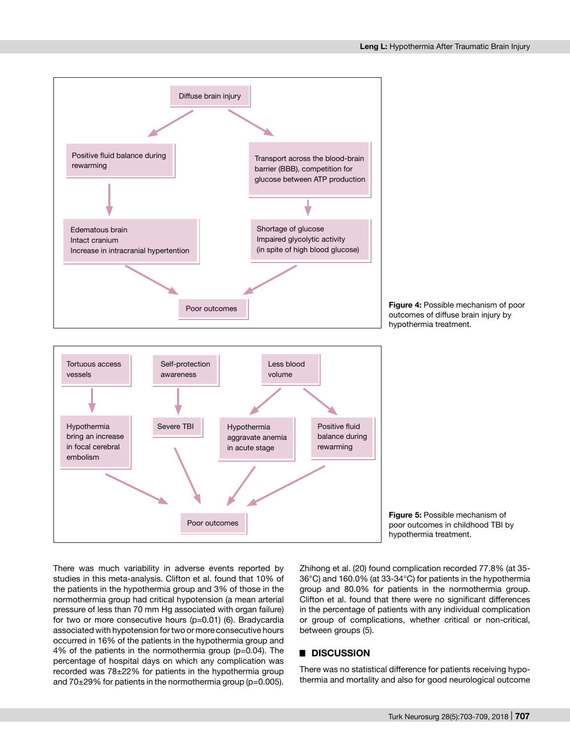Diffuse brain injury

Positive fluid balance during rewarming

Transport across the blood-brain barrier (BBB), competition for glucose between ATP production

Edematous brain
Intact cranium
Increase in intracranial hypertention

Shortage of glucose
Impaired glycolytic activity
(in spite of high blood glucose)

Poor outcomes

**Figure 4:** Possible mechanism of poor outcomes of diffuse brain injury by hypothermia treatment.

Tortuous access vessels

Self-protection awareness

Less blood volume

Hypothermia bring an increase in focal cerebral embolism

Severe TBI

Hypothermia aggravate anemia in acute stage

Positive fluid balance during rewarming

Poor outcomes

**Figure 5:** Possible mechanism of poor outcomes in childhood TBI by hypothermia treatment.

There was much variability in adverse events reported by studies in this meta-analysis. Clifton et al. found that 10% of the patients in the hypothermia group and 3% of those in the normothermia group had critical hypotension (a mean arterial pressure of less than 70 mm Hg associated with organ failure) for two or more consecutive hours (p=0.01) (6). Bradycardia associated with hypotension for two or more consecutive hours occurred in 16% of the patients in the hypothermia group and 4% of the patients in the normothermia group (p=0.04). The percentage of hospital days on which any complication was recorded was 78±22% for patients in the hypothermia group and 70±29% for patients in the normothermia group (p=0.005). Zhihong et al. (20) found complication recorded 77.8% (at 35-36°C) and 160.0% (at 33-34°C) for patients in the hypothermia group and 80.0% for patients in the normothermia group. Clifton et al. found that there were no significant differences in the percentage of patients with any individual complication or group of complications, whether critical or non-critical, between groups (5).

## DISCUSSION

There was no statistical difference for patients receiving hypothermia and mortality and also for good neurological outcome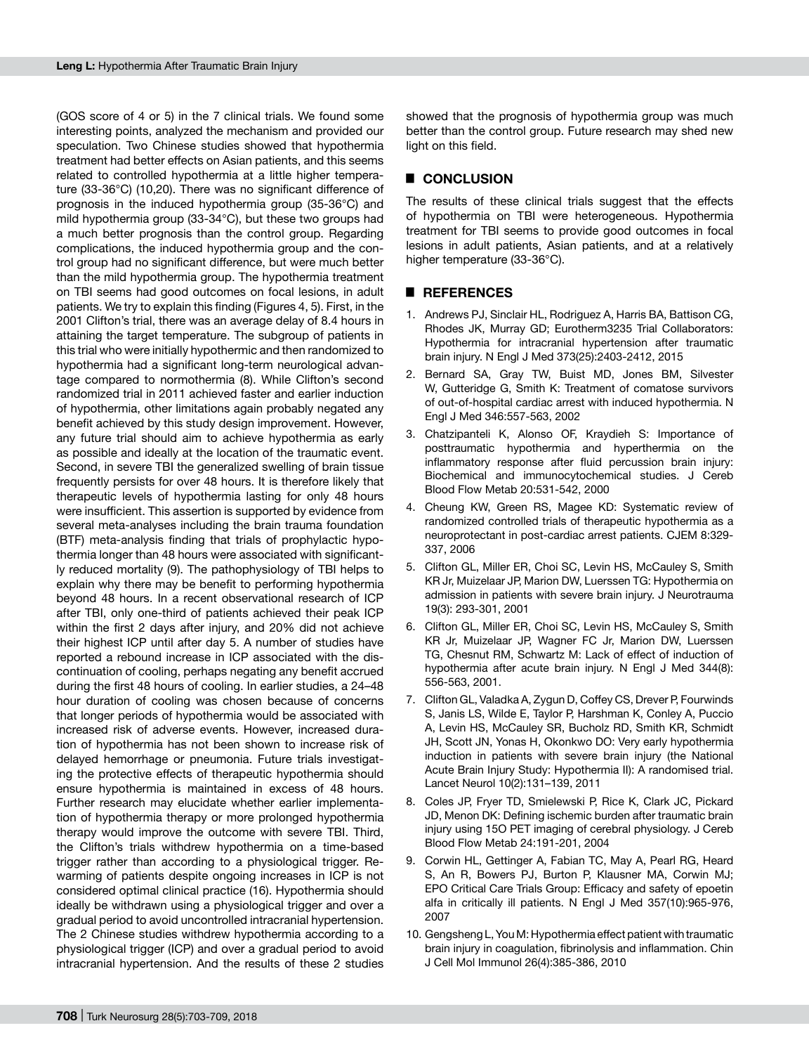(GOS score of 4 or 5) in the 7 clinical trials. We found some interesting points, analyzed the mechanism and provided our speculation. Two Chinese studies showed that hypothermia treatment had better effects on Asian patients, and this seems related to controlled hypothermia at a little higher temperature (33-36°C) (10,20). There was no significant difference of prognosis in the induced hypothermia group (35-36°C) and mild hypothermia group (33-34°C), but these two groups had a much better prognosis than the control group. Regarding complications, the induced hypothermia group and the control group had no significant difference, but were much better than the mild hypothermia group. The hypothermia treatment on TBI seems had good outcomes on focal lesions, in adult patients. We try to explain this finding (Figures 4, 5). First, in the 2001 Clifton's trial, there was an average delay of 8.4 hours in attaining the target temperature. The subgroup of patients in this trial who were initially hypothermic and then randomized to hypothermia had a significant long-term neurological advantage compared to normothermia (8). While Clifton's second randomized trial in 2011 achieved faster and earlier induction of hypothermia, other limitations again probably negated any benefit achieved by this study design improvement. However, any future trial should aim to achieve hypothermia as early as possible and ideally at the location of the traumatic event. Second, in severe TBI the generalized swelling of brain tissue frequently persists for over 48 hours. It is therefore likely that therapeutic levels of hypothermia lasting for only 48 hours were insufficient. This assertion is supported by evidence from several meta-analyses including the brain trauma foundation (BTF) meta-analysis finding that trials of prophylactic hypothermia longer than 48 hours were associated with significantly reduced mortality (9). The pathophysiology of TBI helps to explain why there may be benefit to performing hypothermia beyond 48 hours. In a recent observational research of ICP after TBI, only one-third of patients achieved their peak ICP within the first 2 days after injury, and 20% did not achieve their highest ICP until after day 5. A number of studies have reported a rebound increase in ICP associated with the discontinuation of cooling, perhaps negating any benefit accrued during the first 48 hours of cooling. In earlier studies, a 24–48 hour duration of cooling was chosen because of concerns that longer periods of hypothermia would be associated with increased risk of adverse events. However, increased duration of hypothermia has not been shown to increase risk of delayed hemorrhage or pneumonia. Future trials investigating the protective effects of therapeutic hypothermia should ensure hypothermia is maintained in excess of 48 hours. Further research may elucidate whether earlier implementation of hypothermia therapy or more prolonged hypothermia therapy would improve the outcome with severe TBI. Third, the Clifton's trials withdrew hypothermia on a time-based trigger rather than according to a physiological trigger. Rewarming of patients despite ongoing increases in ICP is not considered optimal clinical practice (16). Hypothermia should ideally be withdrawn using a physiological trigger and over a gradual period to avoid uncontrolled intracranial hypertension. The 2 Chinese studies withdrew hypothermia according to a physiological trigger (ICP) and over a gradual period to avoid intracranial hypertension. And the results of these 2 studies showed that the prognosis of hypothermia group was much better than the control group. Future research may shed new light on this field.

## CONCLUSION

The results of these clinical trials suggest that the effects of hypothermia on TBI were heterogeneous. Hypothermia treatment for TBI seems to provide good outcomes in focal lesions in adult patients, Asian patients, and at a relatively higher temperature (33-36°C).

## REFERENCES

1. Andrews PJ, Sinclair HL, Rodriguez A, Harris BA, Battison CG, Rhodes JK, Murray GD; Eurotherm3235 Trial Collaborators: Hypothermia for intracranial hypertension after traumatic brain injury. N Engl J Med 373(25):2403-2412, 2015
2. Bernard SA, Gray TW, Buist MD, Jones BM, Silvester W, Gutteridge G, Smith K: Treatment of comatose survivors of out-of-hospital cardiac arrest with induced hypothermia. N Engl J Med 346:557-563, 2002
3. Chatzipanteli K, Alonso OF, Kraydieh S: Importance of posttraumatic hypothermia and hyperthermia on the inflammatory response after fluid percussion brain injury: Biochemical and immunocytochemical studies. J Cereb Blood Flow Metab 20:531-542, 2000
4. Cheung KW, Green RS, Magee KD: Systematic review of randomized controlled trials of therapeutic hypothermia as a neuroprotectant in post-cardiac arrest patients. CJEM 8:329-337, 2006
5. Clifton GL, Miller ER, Choi SC, Levin HS, McCauley S, Smith KR Jr, Muizelaar JP, Marion DW, Luerssen TG: Hypothermia on admission in patients with severe brain injury. J Neurotrauma 19(3): 293-301, 2001
6. Clifton GL, Miller ER, Choi SC, Levin HS, McCauley S, Smith KR Jr, Muizelaar JP, Wagner FC Jr, Marion DW, Luerssen TG, Chesnut RM, Schwartz M: Lack of effect of induction of hypothermia after acute brain injury. N Engl J Med 344(8): 556-563, 2001.
7. Clifton GL, Valadka A, Zygun D, Coffey CS, Drever P, Fourwinds S, Janis LS, Wilde E, Taylor P, Harshman K, Conley A, Puccio A, Levin HS, McCauley SR, Bucholz RD, Smith KR, Schmidt JH, Scott JN, Yonas H, Okonkwo DO: Very early hypothermia induction in patients with severe brain injury (the National Acute Brain Injury Study: Hypothermia II): A randomised trial. Lancet Neurol 10(2):131–139, 2011
8. Coles JP, Fryer TD, Smielewski P, Rice K, Clark JC, Pickard JD, Menon DK: Defining ischemic burden after traumatic brain injury using 15O PET imaging of cerebral physiology. J Cereb Blood Flow Metab 24:191-201, 2004
9. Corwin HL, Gettinger A, Fabian TC, May A, Pearl RG, Heard S, An R, Bowers PJ, Burton P, Klausner MA, Corwin MJ; EPO Critical Care Trials Group: Efficacy and safety of epoetin alfa in critically ill patients. N Engl J Med 357(10):965-976, 2007
10. Gengsheng L, You M: Hypothermia effect patient with traumatic brain injury in coagulation, fibrinolysis and inflammation. Chin J Cell Mol Immunol 26(4):385-386, 2010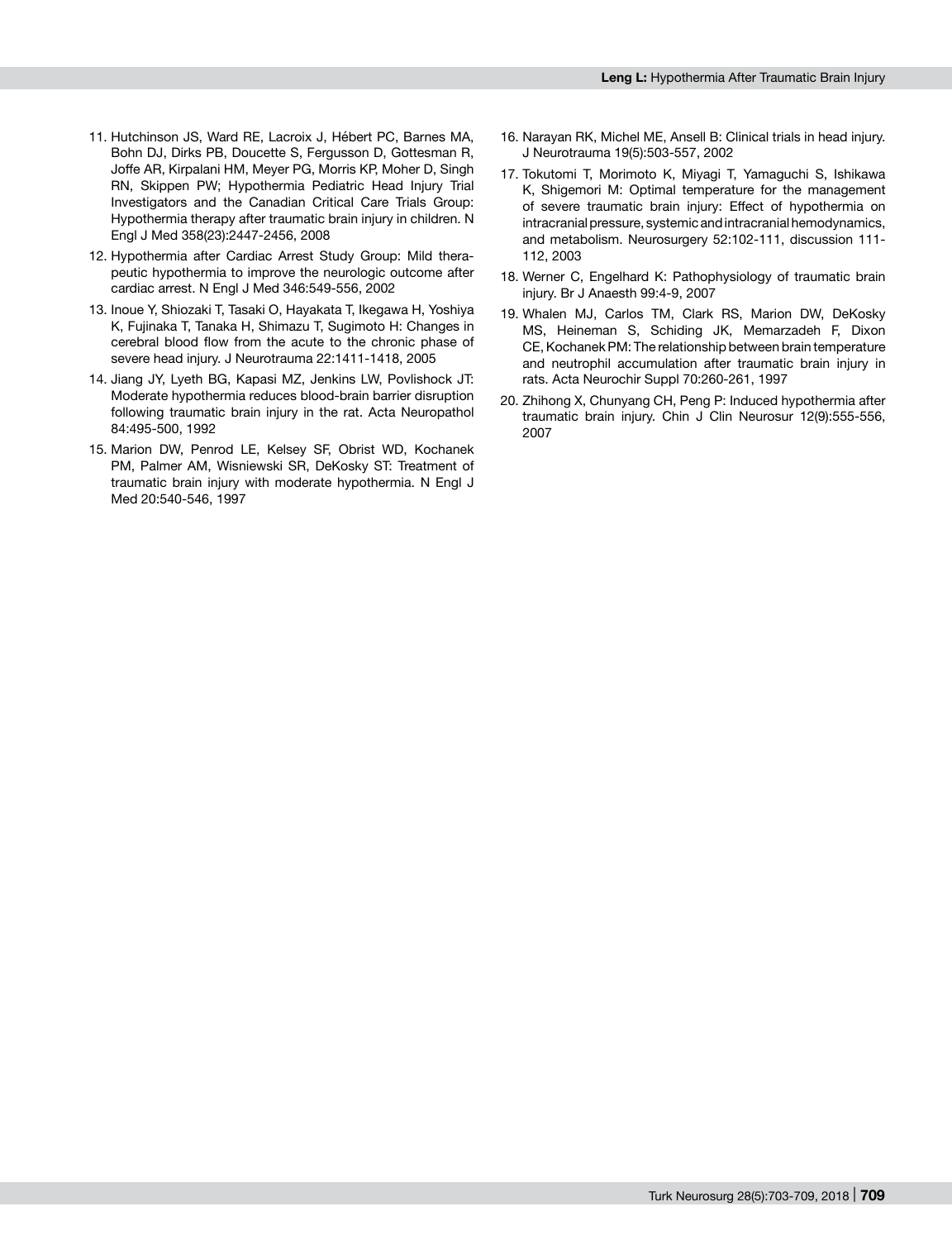11. Hutchinson JS, Ward RE, Lacroix J, Hébert PC, Barnes MA, Bohn DJ, Dirks PB, Doucette S, Fergusson D, Gottesman R, Joffe AR, Kirpalani HM, Meyer PG, Morris KP, Moher D, Singh RN, Skippen PW; Hypothermia Pediatric Head Injury Trial Investigators and the Canadian Critical Care Trials Group: Hypothermia therapy after traumatic brain injury in children. N Engl J Med 358(23):2447-2456, 2008
12. Hypothermia after Cardiac Arrest Study Group: Mild therapeutic hypothermia to improve the neurologic outcome after cardiac arrest. N Engl J Med 346:549-556, 2002
13. Inoue Y, Shiozaki T, Tasaki O, Hayakata T, Ikegawa H, Yoshiya K, Fujinaka T, Tanaka H, Shimazu T, Sugimoto H: Changes in cerebral blood flow from the acute to the chronic phase of severe head injury. J Neurotrauma 22:1411-1418, 2005
14. Jiang JY, Lyeth BG, Kapasi MZ, Jenkins LW, Povlishock JT: Moderate hypothermia reduces blood-brain barrier disruption following traumatic brain injury in the rat. Acta Neuropathol 84:495-500, 1992
15. Marion DW, Penrod LE, Kelsey SF, Obrist WD, Kochanek PM, Palmer AM, Wisniewski SR, DeKosky ST: Treatment of traumatic brain injury with moderate hypothermia. N Engl J Med 20:540-546, 1997
16. Narayan RK, Michel ME, Ansell B: Clinical trials in head injury. J Neurotrauma 19(5):503-557, 2002
17. Tokutomi T, Morimoto K, Miyagi T, Yamaguchi S, Ishikawa K, Shigemori M: Optimal temperature for the management of severe traumatic brain injury: Effect of hypothermia on intracranial pressure, systemic and intracranial hemodynamics, and metabolism. Neurosurgery 52:102-111, discussion 111-112, 2003
18. Werner C, Engelhard K: Pathophysiology of traumatic brain injury. Br J Anaesth 99:4-9, 2007
19. Whalen MJ, Carlos TM, Clark RS, Marion DW, DeKosky MS, Heineman S, Schiding JK, Memarzadeh F, Dixon CE, Kochanek PM: The relationship between brain temperature and neutrophil accumulation after traumatic brain injury in rats. Acta Neurochir Suppl 70:260-261, 1997
20. Zhihong X, Chunyang CH, Peng P: Induced hypothermia after traumatic brain injury. Chin J Clin Neurosur 12(9):555-556, 2007